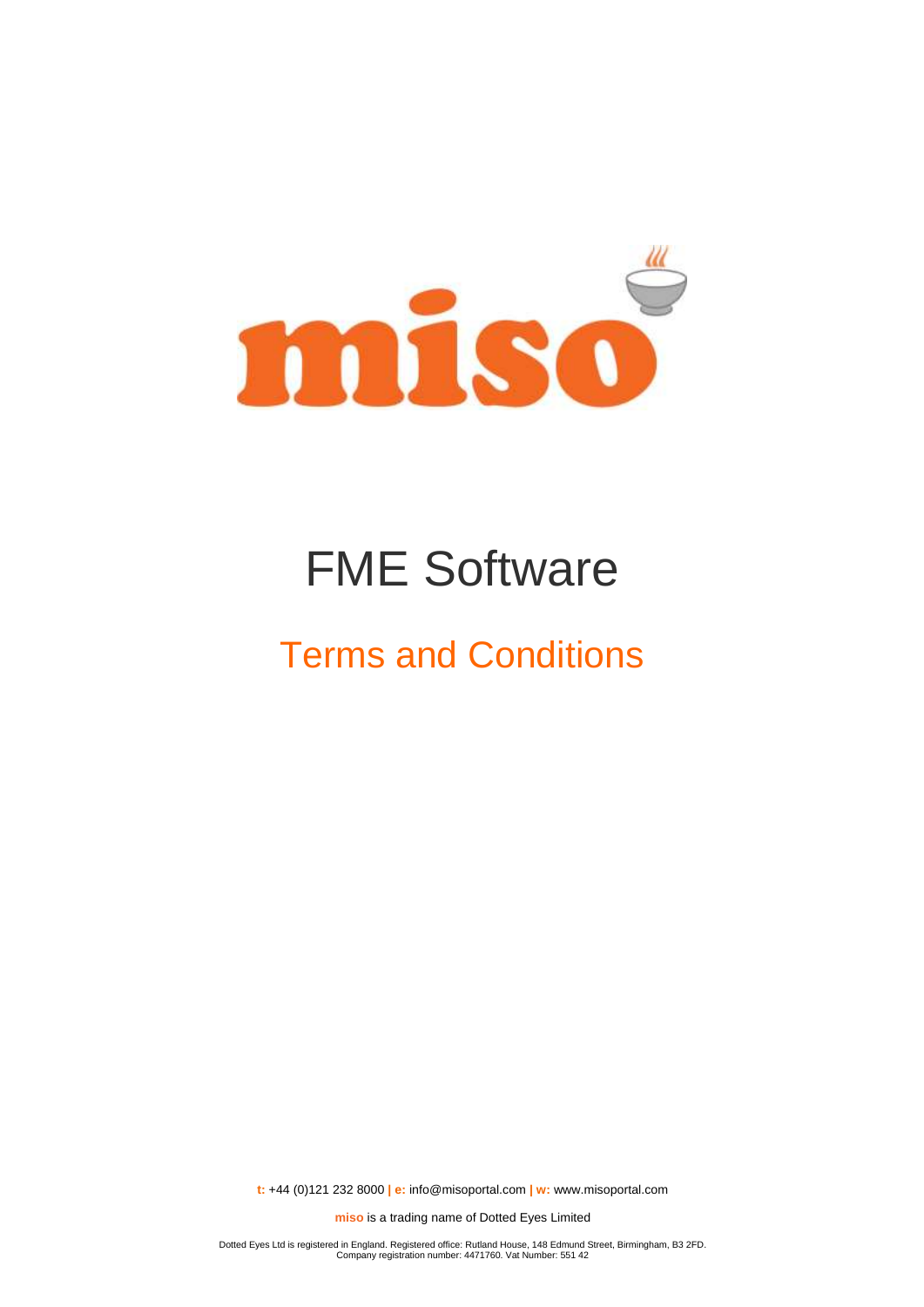# FME Software

## Terms and Conditions

**t:** +44 (0)121 232 8000 **| e:** info@misoportal.com **| w:** www.misoportal.com

**miso** is a trading name of Dotted Eyes Limited

Dotted Eyes Ltd is registered in England. Registered office: Rutland House, 148 Edmund Street, Birmingham, B3 2FD.
Company registration number: 4471760. Vat Number: 551 42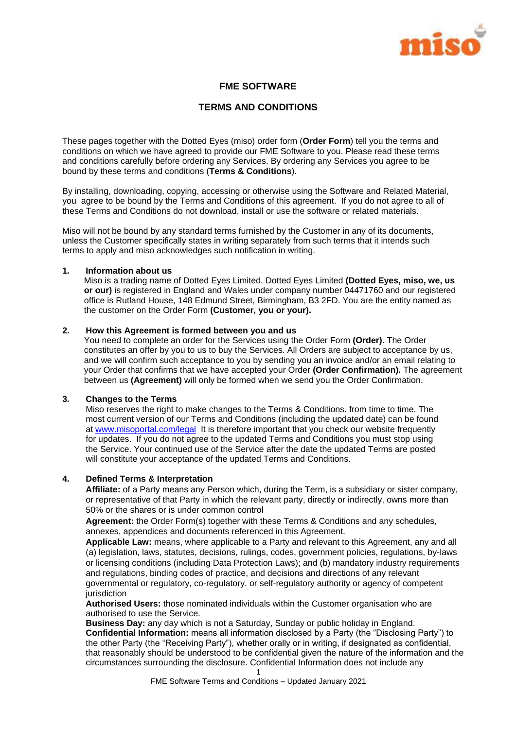# FME SOFTWARE

# TERMS AND CONDITIONS

These pages together with the Dotted Eyes (miso) order form (**Order Form**) tell you the terms and conditions on which we have agreed to provide our FME Software to you. Please read these terms and conditions carefully before ordering any Services. By ordering any Services you agree to be bound by these terms and conditions (**Terms & Conditions**).

By installing, downloading, copying, accessing or otherwise using the Software and Related Material, you agree to be bound by the Terms and Conditions of this agreement. If you do not agree to all of these Terms and Conditions do not download, install or use the software or related materials.

Miso will not be bound by any standard terms furnished by the Customer in any of its documents, unless the Customer specifically states in writing separately from such terms that it intends such terms to apply and miso acknowledges such notification in writing.

## 1. Information about us

Miso is a trading name of Dotted Eyes Limited. Dotted Eyes Limited **(Dotted Eyes, miso, we, us or our)** is registered in England and Wales under company number 04471760 and our registered office is Rutland House, 148 Edmund Street, Birmingham, B3 2FD. You are the entity named as the customer on the Order Form **(Customer, you or your).**

## 2. How this Agreement is formed between you and us

You need to complete an order for the Services using the Order Form **(Order).** The Order constitutes an offer by you to us to buy the Services. All Orders are subject to acceptance by us, and we will confirm such acceptance to you by sending you an invoice and/or an email relating to your Order that confirms that we have accepted your Order **(Order Confirmation).** The agreement between us **(Agreement)** will only be formed when we send you the Order Confirmation.

## 3. Changes to the Terms

Miso reserves the right to make changes to the Terms & Conditions. from time to time. The most current version of our Terms and Conditions (including the updated date) can be found at [www.misoportal.com/legal](http://www.misoportal.com/legal) It is therefore important that you check our website frequently for updates. If you do not agree to the updated Terms and Conditions you must stop using the Service. Your continued use of the Service after the date the updated Terms are posted will constitute your acceptance of the updated Terms and Conditions.

## 4. Defined Terms & Interpretation

**Affiliate:** of a Party means any Person which, during the Term, is a subsidiary or sister company, or representative of that Party in which the relevant party, directly or indirectly, owns more than 50% or the shares or is under common control

**Agreement:** the Order Form(s) together with these Terms & Conditions and any schedules, annexes, appendices and documents referenced in this Agreement.

**Applicable Law:** means, where applicable to a Party and relevant to this Agreement, any and all (a) legislation, laws, statutes, decisions, rulings, codes, government policies, regulations, by-laws or licensing conditions (including Data Protection Laws); and (b) mandatory industry requirements and regulations, binding codes of practice, and decisions and directions of any relevant governmental or regulatory, co-regulatory. or self-regulatory authority or agency of competent jurisdiction

**Authorised Users:** those nominated individuals within the Customer organisation who are authorised to use the Service.

**Business Day:** any day which is not a Saturday, Sunday or public holiday in England.

**Confidential Information:** means all information disclosed by a Party (the "Disclosing Party") to the other Party (the "Receiving Party"), whether orally or in writing, if designated as confidential, that reasonably should be understood to be confidential given the nature of the information and the circumstances surrounding the disclosure. Confidential Information does not include any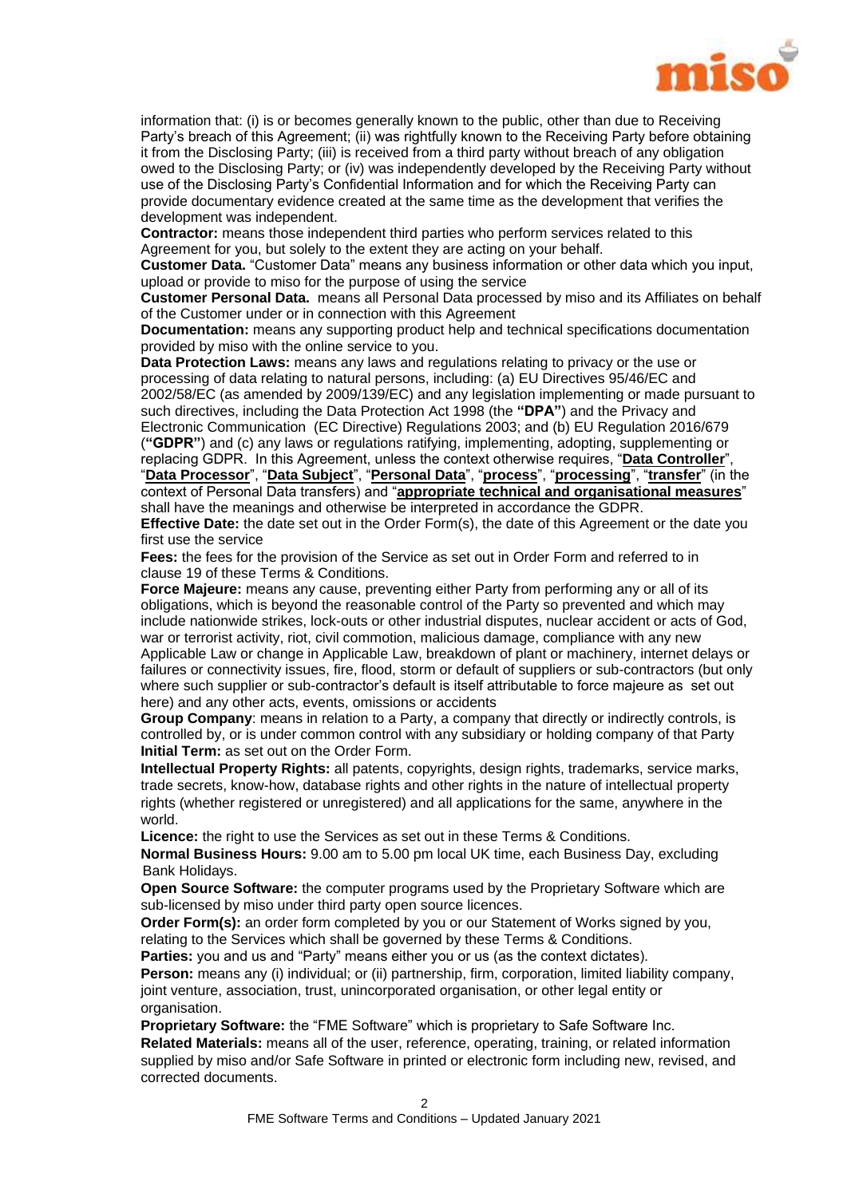information that: (i) is or becomes generally known to the public, other than due to Receiving Party's breach of this Agreement; (ii) was rightfully known to the Receiving Party before obtaining it from the Disclosing Party; (iii) is received from a third party without breach of any obligation owed to the Disclosing Party; or (iv) was independently developed by the Receiving Party without use of the Disclosing Party's Confidential Information and for which the Receiving Party can provide documentary evidence created at the same time as the development that verifies the development was independent.

**Contractor:** means those independent third parties who perform services related to this Agreement for you, but solely to the extent they are acting on your behalf.

**Customer Data.** "Customer Data" means any business information or other data which you input, upload or provide to miso for the purpose of using the service

**Customer Personal Data.** means all Personal Data processed by miso and its Affiliates on behalf of the Customer under or in connection with this Agreement

**Documentation:** means any supporting product help and technical specifications documentation provided by miso with the online service to you.

**Data Protection Laws:** means any laws and regulations relating to privacy or the use or processing of data relating to natural persons, including: (a) EU Directives 95/46/EC and 2002/58/EC (as amended by 2009/139/EC) and any legislation implementing or made pursuant to such directives, including the Data Protection Act 1998 (the **"DPA"**) and the Privacy and Electronic Communication (EC Directive) Regulations 2003; and (b) EU Regulation 2016/679 (**"GDPR"**) and (c) any laws or regulations ratifying, implementing, adopting, supplementing or replacing GDPR. In this Agreement, unless the context otherwise requires, "**Data Controller**", "**Data Processor**", "**Data Subject**", "**Personal Data**", "**process**", "**processing**", "**transfer**" (in the context of Personal Data transfers) and "**appropriate technical and organisational measures**" shall have the meanings and otherwise be interpreted in accordance the GDPR.

**Effective Date:** the date set out in the Order Form(s), the date of this Agreement or the date you first use the service

**Fees:** the fees for the provision of the Service as set out in Order Form and referred to in clause 19 of these Terms & Conditions.

**Force Majeure:** means any cause, preventing either Party from performing any or all of its obligations, which is beyond the reasonable control of the Party so prevented and which may include nationwide strikes, lock-outs or other industrial disputes, nuclear accident or acts of God, war or terrorist activity, riot, civil commotion, malicious damage, compliance with any new Applicable Law or change in Applicable Law, breakdown of plant or machinery, internet delays or failures or connectivity issues, fire, flood, storm or default of suppliers or sub-contractors (but only where such supplier or sub-contractor's default is itself attributable to force majeure as set out here) and any other acts, events, omissions or accidents

**Group Company**: means in relation to a Party, a company that directly or indirectly controls, is controlled by, or is under common control with any subsidiary or holding company of that Party

**Initial Term:** as set out on the Order Form.

**Intellectual Property Rights:** all patents, copyrights, design rights, trademarks, service marks, trade secrets, know-how, database rights and other rights in the nature of intellectual property rights (whether registered or unregistered) and all applications for the same, anywhere in the world.

**Licence:** the right to use the Services as set out in these Terms & Conditions.

**Normal Business Hours:** 9.00 am to 5.00 pm local UK time, each Business Day, excluding Bank Holidays.

**Open Source Software:** the computer programs used by the Proprietary Software which are sub-licensed by miso under third party open source licences.

**Order Form(s):** an order form completed by you or our Statement of Works signed by you, relating to the Services which shall be governed by these Terms & Conditions.

**Parties:** you and us and "Party" means either you or us (as the context dictates).

**Person:** means any (i) individual; or (ii) partnership, firm, corporation, limited liability company, joint venture, association, trust, unincorporated organisation, or other legal entity or organisation.

**Proprietary Software:** the "FME Software" which is proprietary to Safe Software Inc.

**Related Materials:** means all of the user, reference, operating, training, or related information supplied by miso and/or Safe Software in printed or electronic form including new, revised, and corrected documents.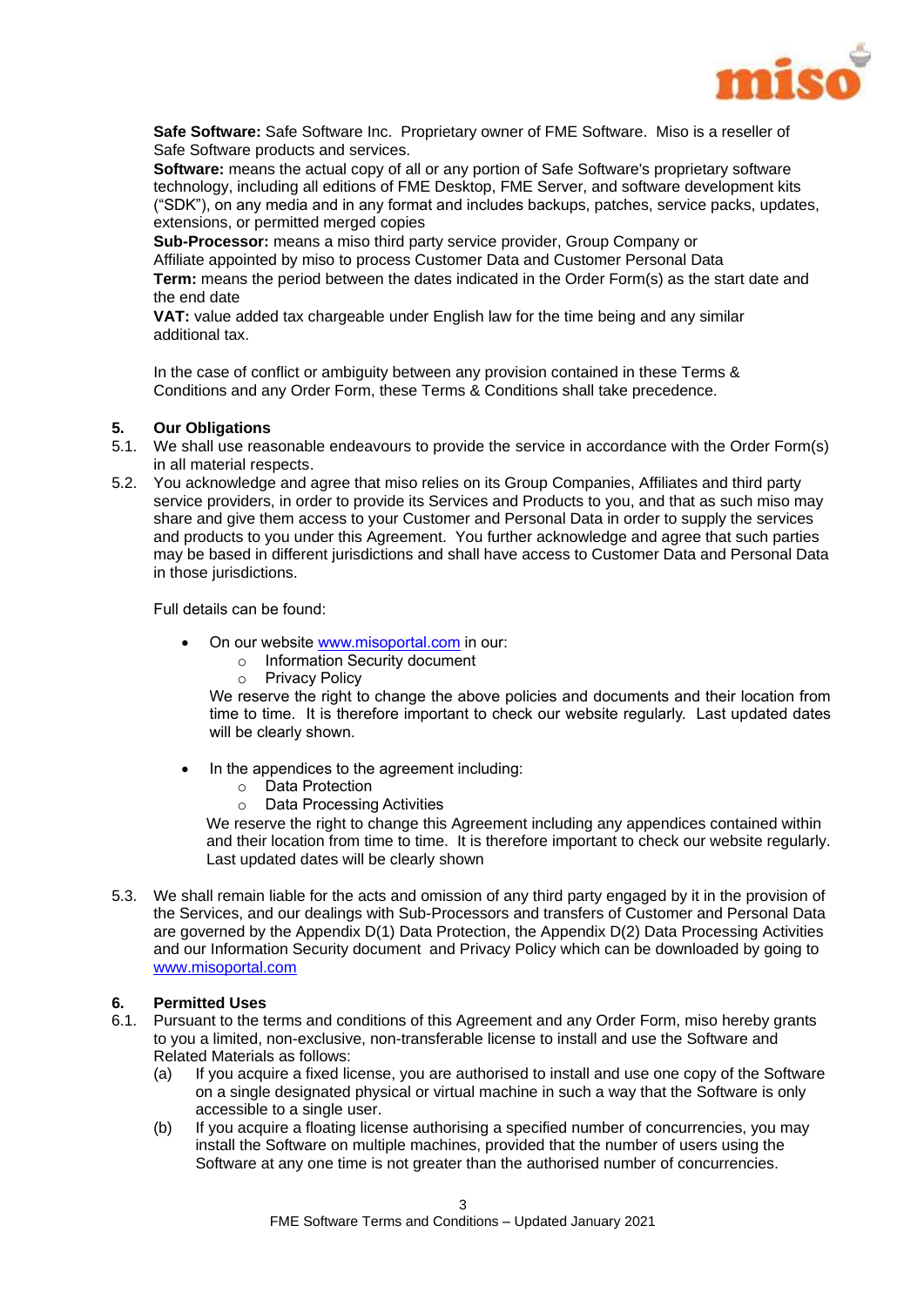**Safe Software:** Safe Software Inc. Proprietary owner of FME Software. Miso is a reseller of Safe Software products and services.

**Software:** means the actual copy of all or any portion of Safe Software's proprietary software technology, including all editions of FME Desktop, FME Server, and software development kits ("SDK"), on any media and in any format and includes backups, patches, service packs, updates, extensions, or permitted merged copies

**Sub-Processor:** means a miso third party service provider, Group Company or Affiliate appointed by miso to process Customer Data and Customer Personal Data

**Term:** means the period between the dates indicated in the Order Form(s) as the start date and the end date

**VAT:** value added tax chargeable under English law for the time being and any similar additional tax.

In the case of conflict or ambiguity between any provision contained in these Terms & Conditions and any Order Form, these Terms & Conditions shall take precedence.

## 5. Our Obligations

5.1. We shall use reasonable endeavours to provide the service in accordance with the Order Form(s) in all material respects.

5.2. You acknowledge and agree that miso relies on its Group Companies, Affiliates and third party service providers, in order to provide its Services and Products to you, and that as such miso may share and give them access to your Customer and Personal Data in order to supply the services and products to you under this Agreement. You further acknowledge and agree that such parties may be based in different jurisdictions and shall have access to Customer Data and Personal Data in those jurisdictions.

Full details can be found:

- On our website www.misoportal.com in our:
  - Information Security document
  - Privacy Policy

  We reserve the right to change the above policies and documents and their location from time to time. It is therefore important to check our website regularly. Last updated dates will be clearly shown.

- In the appendices to the agreement including:
  - Data Protection
  - Data Processing Activities

  We reserve the right to change this Agreement including any appendices contained within and their location from time to time. It is therefore important to check our website regularly. Last updated dates will be clearly shown

5.3. We shall remain liable for the acts and omission of any third party engaged by it in the provision of the Services, and our dealings with Sub-Processors and transfers of Customer and Personal Data are governed by the Appendix D(1) Data Protection, the Appendix D(2) Data Processing Activities and our Information Security document and Privacy Policy which can be downloaded by going to www.misoportal.com

## 6. Permitted Uses

6.1. Pursuant to the terms and conditions of this Agreement and any Order Form, miso hereby grants to you a limited, non-exclusive, non-transferable license to install and use the Software and Related Materials as follows:

(a) If you acquire a fixed license, you are authorised to install and use one copy of the Software on a single designated physical or virtual machine in such a way that the Software is only accessible to a single user.

(b) If you acquire a floating license authorising a specified number of concurrencies, you may install the Software on multiple machines, provided that the number of users using the Software at any one time is not greater than the authorised number of concurrencies.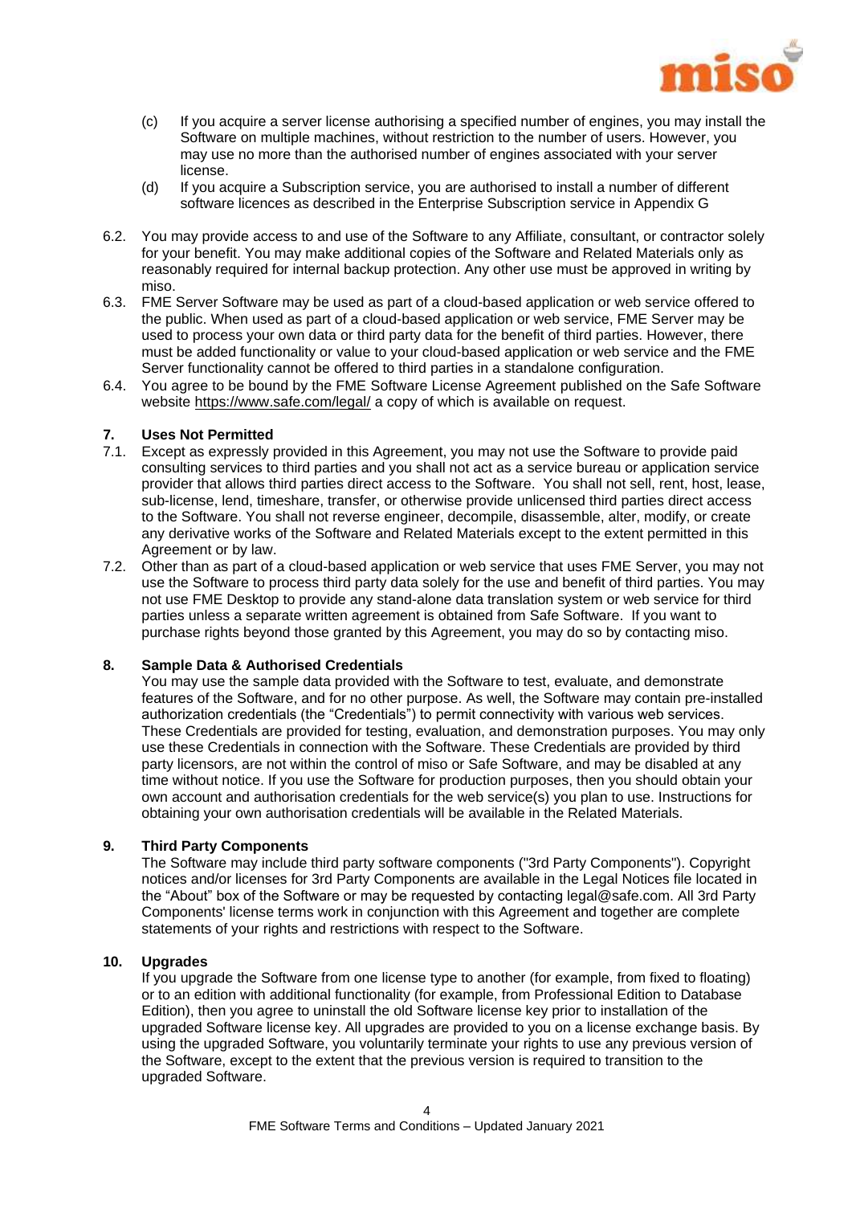(c) If you acquire a server license authorising a specified number of engines, you may install the Software on multiple machines, without restriction to the number of users. However, you may use no more than the authorised number of engines associated with your server license.

(d) If you acquire a Subscription service, you are authorised to install a number of different software licences as described in the Enterprise Subscription service in Appendix G

6.2. You may provide access to and use of the Software to any Affiliate, consultant, or contractor solely for your benefit. You may make additional copies of the Software and Related Materials only as reasonably required for internal backup protection. Any other use must be approved in writing by miso.

6.3. FME Server Software may be used as part of a cloud-based application or web service offered to the public. When used as part of a cloud-based application or web service, FME Server may be used to process your own data or third party data for the benefit of third parties. However, there must be added functionality or value to your cloud-based application or web service and the FME Server functionality cannot be offered to third parties in a standalone configuration.

6.4. You agree to be bound by the FME Software License Agreement published on the Safe Software website https://www.safe.com/legal/ a copy of which is available on request.

## 7. Uses Not Permitted

7.1. Except as expressly provided in this Agreement, you may not use the Software to provide paid consulting services to third parties and you shall not act as a service bureau or application service provider that allows third parties direct access to the Software. You shall not sell, rent, host, lease, sub-license, lend, timeshare, transfer, or otherwise provide unlicensed third parties direct access to the Software. You shall not reverse engineer, decompile, disassemble, alter, modify, or create any derivative works of the Software and Related Materials except to the extent permitted in this Agreement or by law.

7.2. Other than as part of a cloud-based application or web service that uses FME Server, you may not use the Software to process third party data solely for the use and benefit of third parties. You may not use FME Desktop to provide any stand-alone data translation system or web service for third parties unless a separate written agreement is obtained from Safe Software. If you want to purchase rights beyond those granted by this Agreement, you may do so by contacting miso.

## 8. Sample Data & Authorised Credentials

You may use the sample data provided with the Software to test, evaluate, and demonstrate features of the Software, and for no other purpose. As well, the Software may contain pre-installed authorization credentials (the "Credentials") to permit connectivity with various web services. These Credentials are provided for testing, evaluation, and demonstration purposes. You may only use these Credentials in connection with the Software. These Credentials are provided by third party licensors, are not within the control of miso or Safe Software, and may be disabled at any time without notice. If you use the Software for production purposes, then you should obtain your own account and authorisation credentials for the web service(s) you plan to use. Instructions for obtaining your own authorisation credentials will be available in the Related Materials.

## 9. Third Party Components

The Software may include third party software components ("3rd Party Components"). Copyright notices and/or licenses for 3rd Party Components are available in the Legal Notices file located in the "About" box of the Software or may be requested by contacting legal@safe.com. All 3rd Party Components' license terms work in conjunction with this Agreement and together are complete statements of your rights and restrictions with respect to the Software.

## 10. Upgrades

If you upgrade the Software from one license type to another (for example, from fixed to floating) or to an edition with additional functionality (for example, from Professional Edition to Database Edition), then you agree to uninstall the old Software license key prior to installation of the upgraded Software license key. All upgrades are provided to you on a license exchange basis. By using the upgraded Software, you voluntarily terminate your rights to use any previous version of the Software, except to the extent that the previous version is required to transition to the upgraded Software.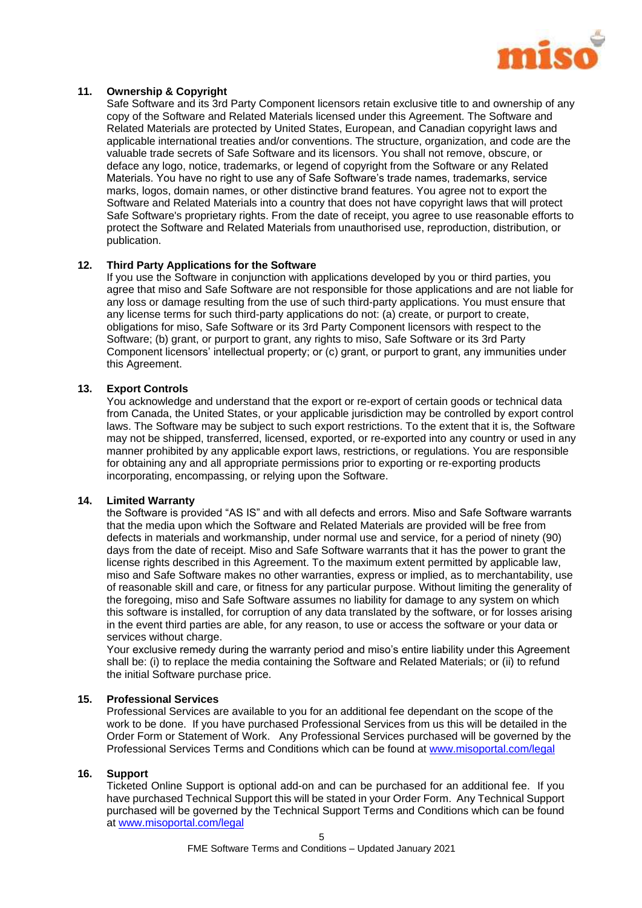**11. Ownership & Copyright**

Safe Software and its 3rd Party Component licensors retain exclusive title to and ownership of any copy of the Software and Related Materials licensed under this Agreement. The Software and Related Materials are protected by United States, European, and Canadian copyright laws and applicable international treaties and/or conventions. The structure, organization, and code are the valuable trade secrets of Safe Software and its licensors. You shall not remove, obscure, or deface any logo, notice, trademarks, or legend of copyright from the Software or any Related Materials. You have no right to use any of Safe Software's trade names, trademarks, service marks, logos, domain names, or other distinctive brand features. You agree not to export the Software and Related Materials into a country that does not have copyright laws that will protect Safe Software's proprietary rights. From the date of receipt, you agree to use reasonable efforts to protect the Software and Related Materials from unauthorised use, reproduction, distribution, or publication.

**12. Third Party Applications for the Software**

If you use the Software in conjunction with applications developed by you or third parties, you agree that miso and Safe Software are not responsible for those applications and are not liable for any loss or damage resulting from the use of such third-party applications. You must ensure that any license terms for such third-party applications do not: (a) create, or purport to create, obligations for miso, Safe Software or its 3rd Party Component licensors with respect to the Software; (b) grant, or purport to grant, any rights to miso, Safe Software or its 3rd Party Component licensors' intellectual property; or (c) grant, or purport to grant, any immunities under this Agreement.

**13. Export Controls**

You acknowledge and understand that the export or re-export of certain goods or technical data from Canada, the United States, or your applicable jurisdiction may be controlled by export control laws. The Software may be subject to such export restrictions. To the extent that it is, the Software may not be shipped, transferred, licensed, exported, or re-exported into any country or used in any manner prohibited by any applicable export laws, restrictions, or regulations. You are responsible for obtaining any and all appropriate permissions prior to exporting or re-exporting products incorporating, encompassing, or relying upon the Software.

**14. Limited Warranty**

the Software is provided "AS IS" and with all defects and errors. Miso and Safe Software warrants that the media upon which the Software and Related Materials are provided will be free from defects in materials and workmanship, under normal use and service, for a period of ninety (90) days from the date of receipt. Miso and Safe Software warrants that it has the power to grant the license rights described in this Agreement. To the maximum extent permitted by applicable law, miso and Safe Software makes no other warranties, express or implied, as to merchantability, use of reasonable skill and care, or fitness for any particular purpose. Without limiting the generality of the foregoing, miso and Safe Software assumes no liability for damage to any system on which this software is installed, for corruption of any data translated by the software, or for losses arising in the event third parties are able, for any reason, to use or access the software or your data or services without charge.

Your exclusive remedy during the warranty period and miso's entire liability under this Agreement shall be: (i) to replace the media containing the Software and Related Materials; or (ii) to refund the initial Software purchase price.

**15. Professional Services**

Professional Services are available to you for an additional fee dependant on the scope of the work to be done. If you have purchased Professional Services from us this will be detailed in the Order Form or Statement of Work. Any Professional Services purchased will be governed by the Professional Services Terms and Conditions which can be found at www.misoportal.com/legal

**16. Support**

Ticketed Online Support is optional add-on and can be purchased for an additional fee. If you have purchased Technical Support this will be stated in your Order Form. Any Technical Support purchased will be governed by the Technical Support Terms and Conditions which can be found at www.misoportal.com/legal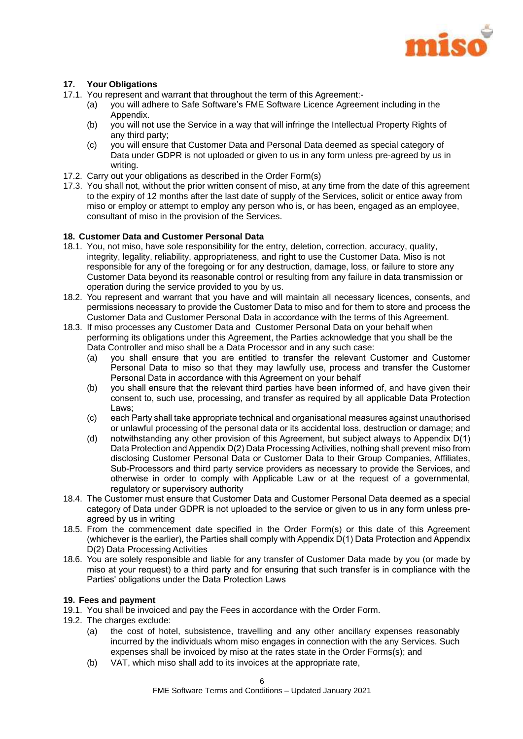## 17. Your Obligations

17.1. You represent and warrant that throughout the term of this Agreement:-

- (a) you will adhere to Safe Software's FME Software Licence Agreement including in the Appendix.
- (b) you will not use the Service in a way that will infringe the Intellectual Property Rights of any third party;
- (c) you will ensure that Customer Data and Personal Data deemed as special category of Data under GDPR is not uploaded or given to us in any form unless pre-agreed by us in writing.

17.2. Carry out your obligations as described in the Order Form(s)

17.3. You shall not, without the prior written consent of miso, at any time from the date of this agreement to the expiry of 12 months after the last date of supply of the Services, solicit or entice away from miso or employ or attempt to employ any person who is, or has been, engaged as an employee, consultant of miso in the provision of the Services.

## 18. Customer Data and Customer Personal Data

18.1. You, not miso, have sole responsibility for the entry, deletion, correction, accuracy, quality, integrity, legality, reliability, appropriateness, and right to use the Customer Data. Miso is not responsible for any of the foregoing or for any destruction, damage, loss, or failure to store any Customer Data beyond its reasonable control or resulting from any failure in data transmission or operation during the service provided to you by us.

18.2. You represent and warrant that you have and will maintain all necessary licences, consents, and permissions necessary to provide the Customer Data to miso and for them to store and process the Customer Data and Customer Personal Data in accordance with the terms of this Agreement.

18.3. If miso processes any Customer Data and Customer Personal Data on your behalf when performing its obligations under this Agreement, the Parties acknowledge that you shall be the Data Controller and miso shall be a Data Processor and in any such case:

- (a) you shall ensure that you are entitled to transfer the relevant Customer and Customer Personal Data to miso so that they may lawfully use, process and transfer the Customer Personal Data in accordance with this Agreement on your behalf
- (b) you shall ensure that the relevant third parties have been informed of, and have given their consent to, such use, processing, and transfer as required by all applicable Data Protection Laws;
- (c) each Party shall take appropriate technical and organisational measures against unauthorised or unlawful processing of the personal data or its accidental loss, destruction or damage; and
- (d) notwithstanding any other provision of this Agreement, but subject always to Appendix D(1) Data Protection and Appendix D(2) Data Processing Activities, nothing shall prevent miso from disclosing Customer Personal Data or Customer Data to their Group Companies, Affiliates, Sub-Processors and third party service providers as necessary to provide the Services, and otherwise in order to comply with Applicable Law or at the request of a governmental, regulatory or supervisory authority

18.4. The Customer must ensure that Customer Data and Customer Personal Data deemed as a special category of Data under GDPR is not uploaded to the service or given to us in any form unless pre-agreed by us in writing

18.5. From the commencement date specified in the Order Form(s) or this date of this Agreement (whichever is the earlier), the Parties shall comply with Appendix D(1) Data Protection and Appendix D(2) Data Processing Activities

18.6. You are solely responsible and liable for any transfer of Customer Data made by you (or made by miso at your request) to a third party and for ensuring that such transfer is in compliance with the Parties' obligations under the Data Protection Laws

## 19. Fees and payment

19.1. You shall be invoiced and pay the Fees in accordance with the Order Form.

19.2. The charges exclude:

- (a) the cost of hotel, subsistence, travelling and any other ancillary expenses reasonably incurred by the individuals whom miso engages in connection with the any Services. Such expenses shall be invoiced by miso at the rates state in the Order Forms(s); and
- (b) VAT, which miso shall add to its invoices at the appropriate rate,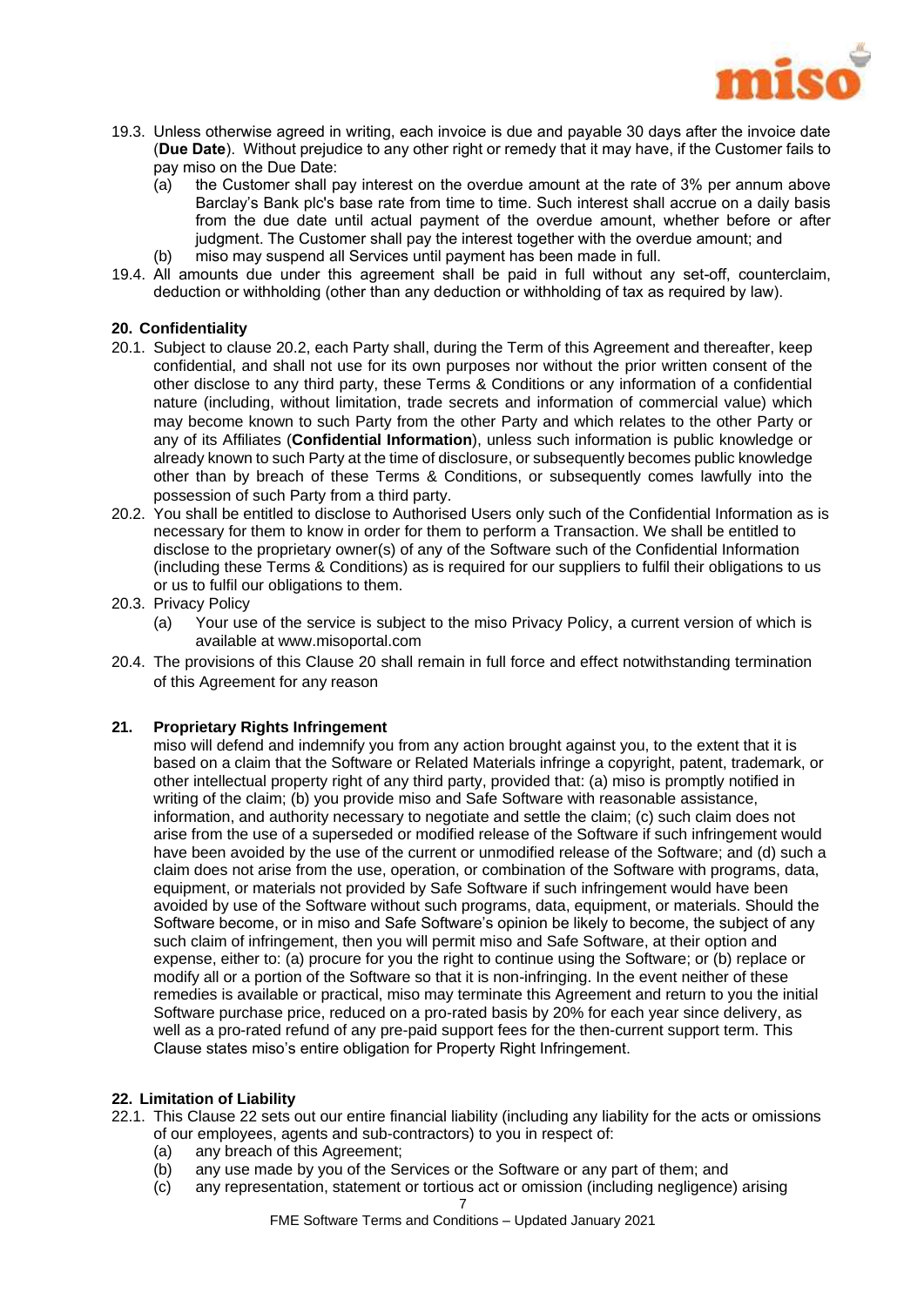19.3. Unless otherwise agreed in writing, each invoice is due and payable 30 days after the invoice date (**Due Date**). Without prejudice to any other right or remedy that it may have, if the Customer fails to pay miso on the Due Date:

   (a) the Customer shall pay interest on the overdue amount at the rate of 3% per annum above Barclay's Bank plc's base rate from time to time. Such interest shall accrue on a daily basis from the due date until actual payment of the overdue amount, whether before or after judgment. The Customer shall pay the interest together with the overdue amount; and

   (b) miso may suspend all Services until payment has been made in full.

19.4. All amounts due under this agreement shall be paid in full without any set-off, counterclaim, deduction or withholding (other than any deduction or withholding of tax as required by law).

### 20. Confidentiality

20.1. Subject to clause 20.2, each Party shall, during the Term of this Agreement and thereafter, keep confidential, and shall not use for its own purposes nor without the prior written consent of the other disclose to any third party, these Terms & Conditions or any information of a confidential nature (including, without limitation, trade secrets and information of commercial value) which may become known to such Party from the other Party and which relates to the other Party or any of its Affiliates (**Confidential Information**), unless such information is public knowledge or already known to such Party at the time of disclosure, or subsequently becomes public knowledge other than by breach of these Terms & Conditions, or subsequently comes lawfully into the possession of such Party from a third party.

20.2. You shall be entitled to disclose to Authorised Users only such of the Confidential Information as is necessary for them to know in order for them to perform a Transaction. We shall be entitled to disclose to the proprietary owner(s) of any of the Software such of the Confidential Information (including these Terms & Conditions) as is required for our suppliers to fulfil their obligations to us or us to fulfil our obligations to them.

20.3. Privacy Policy

   (a) Your use of the service is subject to the miso Privacy Policy, a current version of which is available at www.misoportal.com

20.4. The provisions of this Clause 20 shall remain in full force and effect notwithstanding termination of this Agreement for any reason

### 21. Proprietary Rights Infringement

miso will defend and indemnify you from any action brought against you, to the extent that it is based on a claim that the Software or Related Materials infringe a copyright, patent, trademark, or other intellectual property right of any third party, provided that: (a) miso is promptly notified in writing of the claim; (b) you provide miso and Safe Software with reasonable assistance, information, and authority necessary to negotiate and settle the claim; (c) such claim does not arise from the use of a superseded or modified release of the Software if such infringement would have been avoided by the use of the current or unmodified release of the Software; and (d) such a claim does not arise from the use, operation, or combination of the Software with programs, data, equipment, or materials not provided by Safe Software if such infringement would have been avoided by use of the Software without such programs, data, equipment, or materials. Should the Software become, or in miso and Safe Software's opinion be likely to become, the subject of any such claim of infringement, then you will permit miso and Safe Software, at their option and expense, either to: (a) procure for you the right to continue using the Software; or (b) replace or modify all or a portion of the Software so that it is non-infringing. In the event neither of these remedies is available or practical, miso may terminate this Agreement and return to you the initial Software purchase price, reduced on a pro-rated basis by 20% for each year since delivery, as well as a pro-rated refund of any pre-paid support fees for the then-current support term. This Clause states miso's entire obligation for Property Right Infringement.

### 22. Limitation of Liability

22.1. This Clause 22 sets out our entire financial liability (including any liability for the acts or omissions of our employees, agents and sub-contractors) to you in respect of:

   (a) any breach of this Agreement;

   (b) any use made by you of the Services or the Software or any part of them; and

   (c) any representation, statement or tortious act or omission (including negligence) arising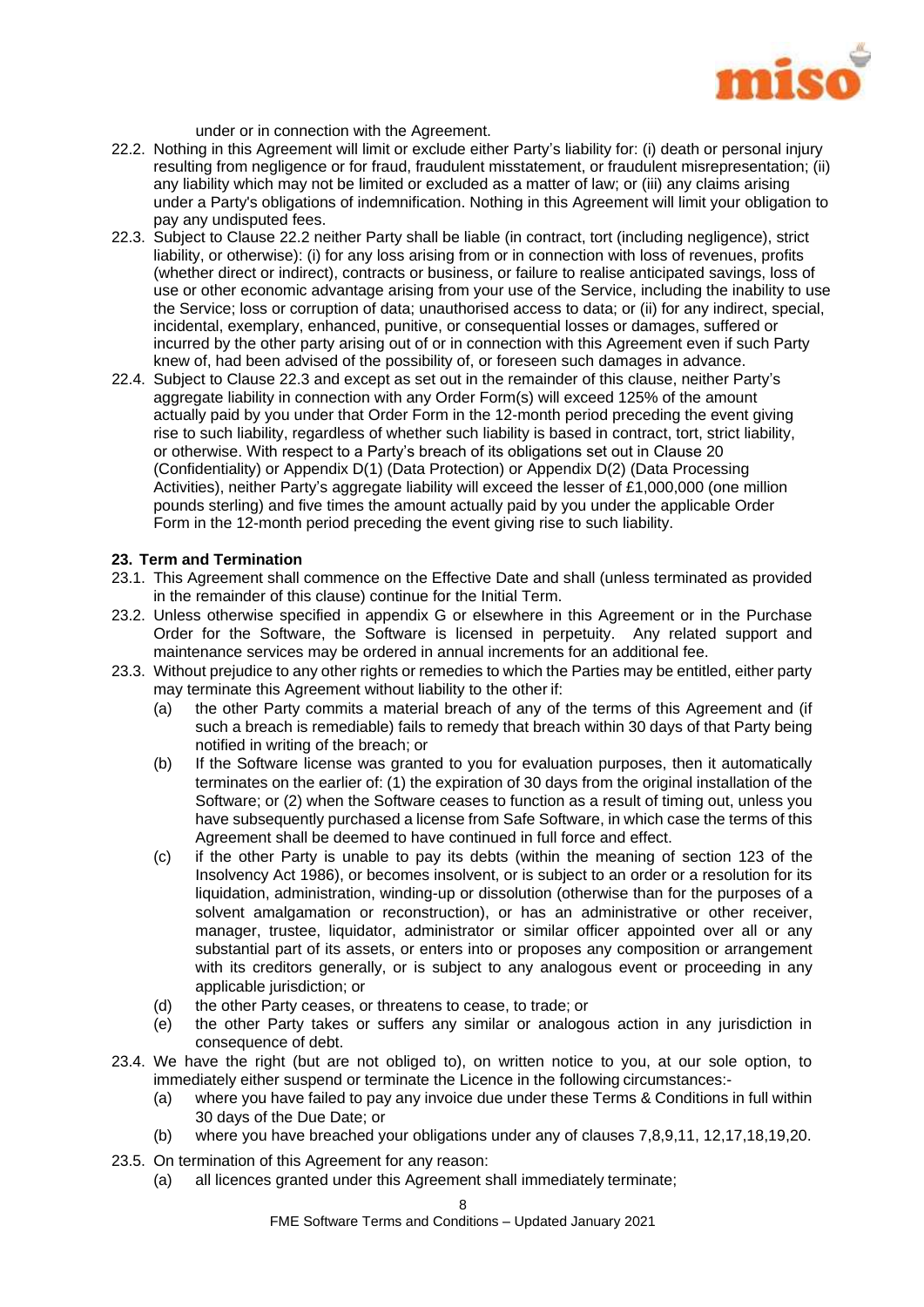under or in connection with the Agreement.

22.2. Nothing in this Agreement will limit or exclude either Party's liability for: (i) death or personal injury resulting from negligence or for fraud, fraudulent misstatement, or fraudulent misrepresentation; (ii) any liability which may not be limited or excluded as a matter of law; or (iii) any claims arising under a Party's obligations of indemnification. Nothing in this Agreement will limit your obligation to pay any undisputed fees.

22.3. Subject to Clause 22.2 neither Party shall be liable (in contract, tort (including negligence), strict liability, or otherwise): (i) for any loss arising from or in connection with loss of revenues, profits (whether direct or indirect), contracts or business, or failure to realise anticipated savings, loss of use or other economic advantage arising from your use of the Service, including the inability to use the Service; loss or corruption of data; unauthorised access to data; or (ii) for any indirect, special, incidental, exemplary, enhanced, punitive, or consequential losses or damages, suffered or incurred by the other party arising out of or in connection with this Agreement even if such Party knew of, had been advised of the possibility of, or foreseen such damages in advance.

22.4. Subject to Clause 22.3 and except as set out in the remainder of this clause, neither Party's aggregate liability in connection with any Order Form(s) will exceed 125% of the amount actually paid by you under that Order Form in the 12-month period preceding the event giving rise to such liability, regardless of whether such liability is based in contract, tort, strict liability, or otherwise. With respect to a Party's breach of its obligations set out in Clause 20 (Confidentiality) or Appendix D(1) (Data Protection) or Appendix D(2) (Data Processing Activities), neither Party's aggregate liability will exceed the lesser of £1,000,000 (one million pounds sterling) and five times the amount actually paid by you under the applicable Order Form in the 12-month period preceding the event giving rise to such liability.

## 23. Term and Termination

23.1. This Agreement shall commence on the Effective Date and shall (unless terminated as provided in the remainder of this clause) continue for the Initial Term.

23.2. Unless otherwise specified in appendix G or elsewhere in this Agreement or in the Purchase Order for the Software, the Software is licensed in perpetuity. Any related support and maintenance services may be ordered in annual increments for an additional fee.

23.3. Without prejudice to any other rights or remedies to which the Parties may be entitled, either party may terminate this Agreement without liability to the other if:

(a) the other Party commits a material breach of any of the terms of this Agreement and (if such a breach is remediable) fails to remedy that breach within 30 days of that Party being notified in writing of the breach; or

(b) If the Software license was granted to you for evaluation purposes, then it automatically terminates on the earlier of: (1) the expiration of 30 days from the original installation of the Software; or (2) when the Software ceases to function as a result of timing out, unless you have subsequently purchased a license from Safe Software, in which case the terms of this Agreement shall be deemed to have continued in full force and effect.

(c) if the other Party is unable to pay its debts (within the meaning of section 123 of the Insolvency Act 1986), or becomes insolvent, or is subject to an order or a resolution for its liquidation, administration, winding-up or dissolution (otherwise than for the purposes of a solvent amalgamation or reconstruction), or has an administrative or other receiver, manager, trustee, liquidator, administrator or similar officer appointed over all or any substantial part of its assets, or enters into or proposes any composition or arrangement with its creditors generally, or is subject to any analogous event or proceeding in any applicable jurisdiction; or

(d) the other Party ceases, or threatens to cease, to trade; or

(e) the other Party takes or suffers any similar or analogous action in any jurisdiction in consequence of debt.

23.4. We have the right (but are not obliged to), on written notice to you, at our sole option, to immediately either suspend or terminate the Licence in the following circumstances:-

(a) where you have failed to pay any invoice due under these Terms & Conditions in full within 30 days of the Due Date; or

(b) where you have breached your obligations under any of clauses 7,8,9,11, 12,17,18,19,20.

23.5. On termination of this Agreement for any reason:

(a) all licences granted under this Agreement shall immediately terminate;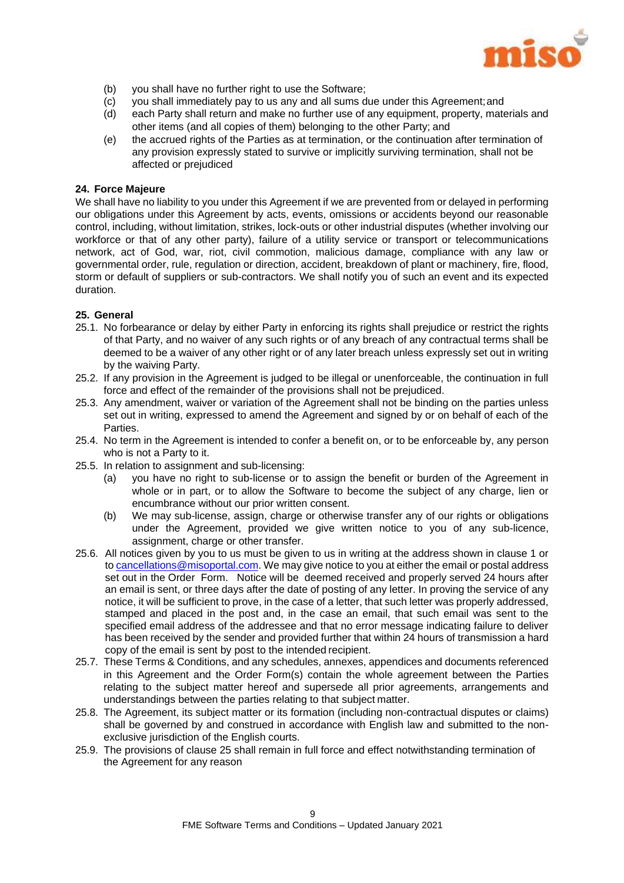(b) you shall have no further right to use the Software;
(c) you shall immediately pay to us any and all sums due under this Agreement; and
(d) each Party shall return and make no further use of any equipment, property, materials and other items (and all copies of them) belonging to the other Party; and
(e) the accrued rights of the Parties as at termination, or the continuation after termination of any provision expressly stated to survive or implicitly surviving termination, shall not be affected or prejudiced

**24. Force Majeure**

We shall have no liability to you under this Agreement if we are prevented from or delayed in performing our obligations under this Agreement by acts, events, omissions or accidents beyond our reasonable control, including, without limitation, strikes, lock-outs or other industrial disputes (whether involving our workforce or that of any other party), failure of a utility service or transport or telecommunications network, act of God, war, riot, civil commotion, malicious damage, compliance with any law or governmental order, rule, regulation or direction, accident, breakdown of plant or machinery, fire, flood, storm or default of suppliers or sub-contractors. We shall notify you of such an event and its expected duration.

**25. General**

25.1. No forbearance or delay by either Party in enforcing its rights shall prejudice or restrict the rights of that Party, and no waiver of any such rights or of any breach of any contractual terms shall be deemed to be a waiver of any other right or of any later breach unless expressly set out in writing by the waiving Party.

25.2. If any provision in the Agreement is judged to be illegal or unenforceable, the continuation in full force and effect of the remainder of the provisions shall not be prejudiced.

25.3. Any amendment, waiver or variation of the Agreement shall not be binding on the parties unless set out in writing, expressed to amend the Agreement and signed by or on behalf of each of the Parties.

25.4. No term in the Agreement is intended to confer a benefit on, or to be enforceable by, any person who is not a Party to it.

25.5. In relation to assignment and sub-licensing:

(a) you have no right to sub-license or to assign the benefit or burden of the Agreement in whole or in part, or to allow the Software to become the subject of any charge, lien or encumbrance without our prior written consent.
(b) We may sub-license, assign, charge or otherwise transfer any of our rights or obligations under the Agreement, provided we give written notice to you of any sub-licence, assignment, charge or other transfer.

25.6. All notices given by you to us must be given to us in writing at the address shown in clause 1 or to cancellations@misoportal.com. We may give notice to you at either the email or postal address set out in the Order Form. Notice will be deemed received and properly served 24 hours after an email is sent, or three days after the date of posting of any letter. In proving the service of any notice, it will be sufficient to prove, in the case of a letter, that such letter was properly addressed, stamped and placed in the post and, in the case an email, that such email was sent to the specified email address of the addressee and that no error message indicating failure to deliver has been received by the sender and provided further that within 24 hours of transmission a hard copy of the email is sent by post to the intended recipient.

25.7. These Terms & Conditions, and any schedules, annexes, appendices and documents referenced in this Agreement and the Order Form(s) contain the whole agreement between the Parties relating to the subject matter hereof and supersede all prior agreements, arrangements and understandings between the parties relating to that subject matter.

25.8. The Agreement, its subject matter or its formation (including non-contractual disputes or claims) shall be governed by and construed in accordance with English law and submitted to the non-exclusive jurisdiction of the English courts.

25.9. The provisions of clause 25 shall remain in full force and effect notwithstanding termination of the Agreement for any reason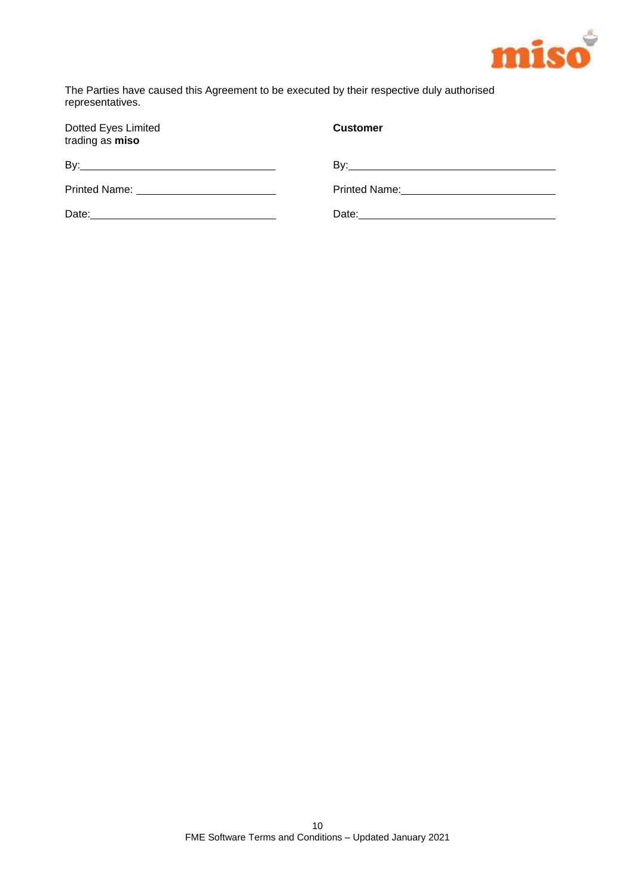The Parties have caused this Agreement to be executed by their respective duly authorised representatives.

| Dotted Eyes Limited trading as **miso** | **Customer** |
| --- | --- |
| By:______________________________ | By:______________________________ |
| Printed Name: ____________________ | Printed Name:____________________ |
| Date:____________________________ | Date:____________________________ |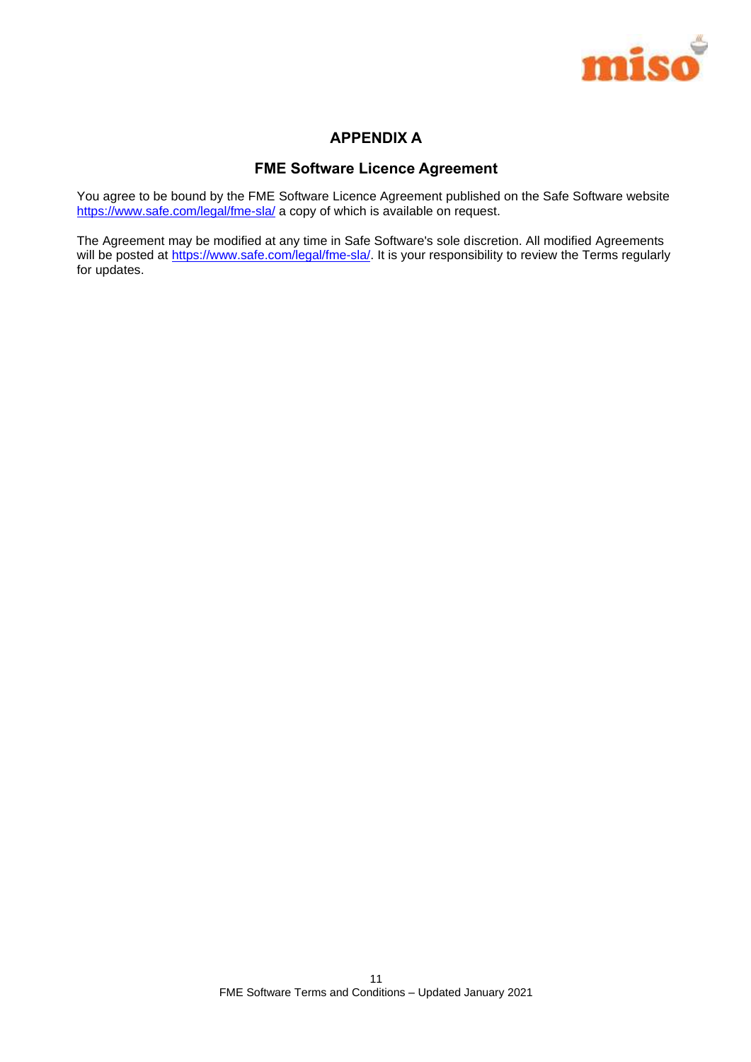# APPENDIX A

## FME Software Licence Agreement

You agree to be bound by the FME Software Licence Agreement published on the Safe Software website https://www.safe.com/legal/fme-sla/ a copy of which is available on request.

The Agreement may be modified at any time in Safe Software's sole discretion. All modified Agreements will be posted at https://www.safe.com/legal/fme-sla/. It is your responsibility to review the Terms regularly for updates.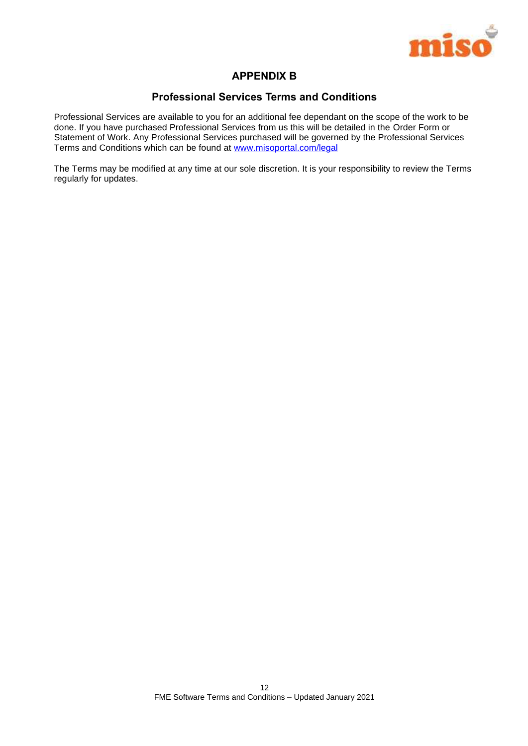# APPENDIX B

## Professional Services Terms and Conditions

Professional Services are available to you for an additional fee dependant on the scope of the work to be done. If you have purchased Professional Services from us this will be detailed in the Order Form or Statement of Work. Any Professional Services purchased will be governed by the Professional Services Terms and Conditions which can be found at [www.misoportal.com/legal](www.misoportal.com/legal)

The Terms may be modified at any time at our sole discretion. It is your responsibility to review the Terms regularly for updates.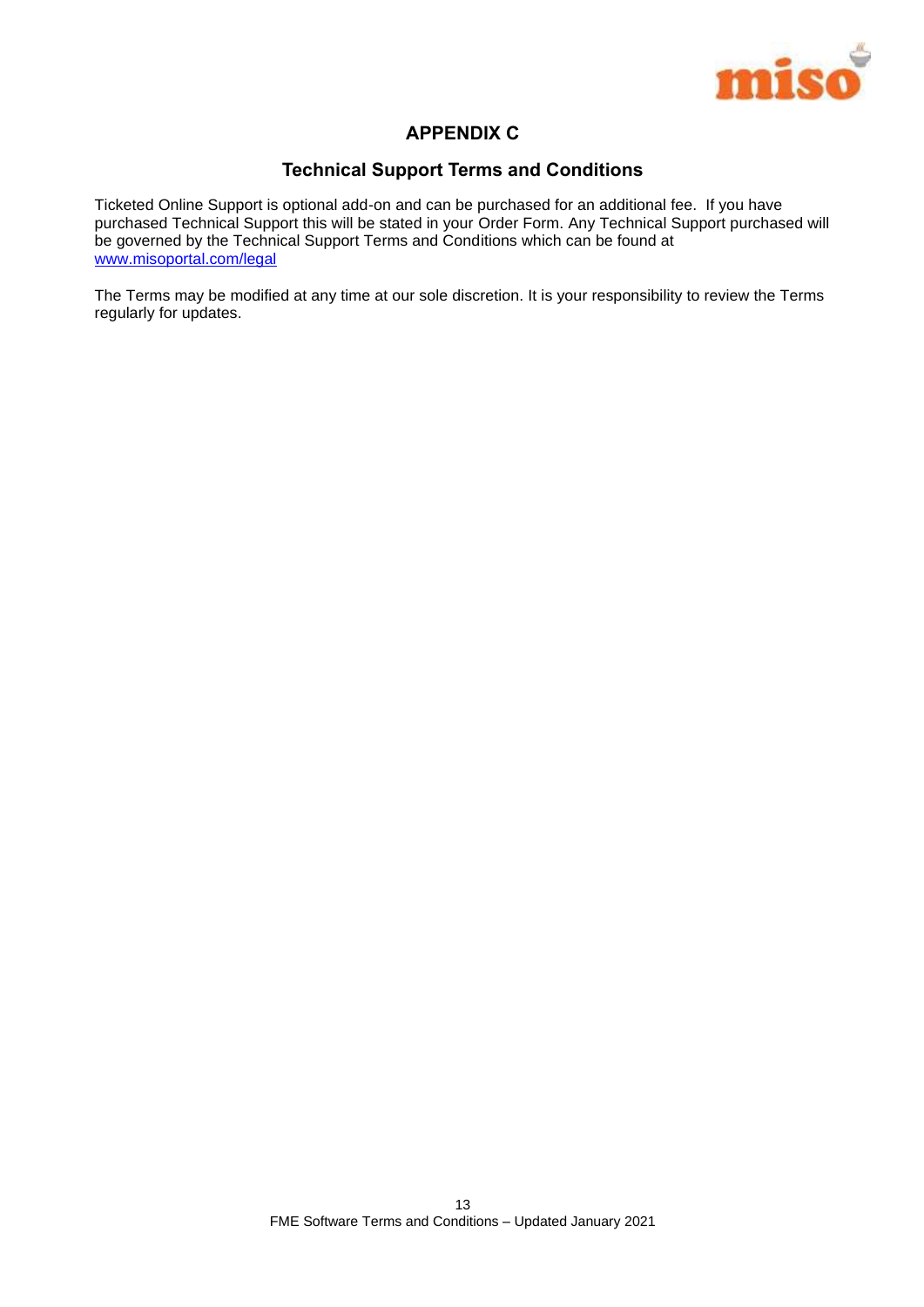# APPENDIX C

## Technical Support Terms and Conditions

Ticketed Online Support is optional add-on and can be purchased for an additional fee. If you have purchased Technical Support this will be stated in your Order Form. Any Technical Support purchased will be governed by the Technical Support Terms and Conditions which can be found at [www.misoportal.com/legal](www.misoportal.com/legal)

The Terms may be modified at any time at our sole discretion. It is your responsibility to review the Terms regularly for updates.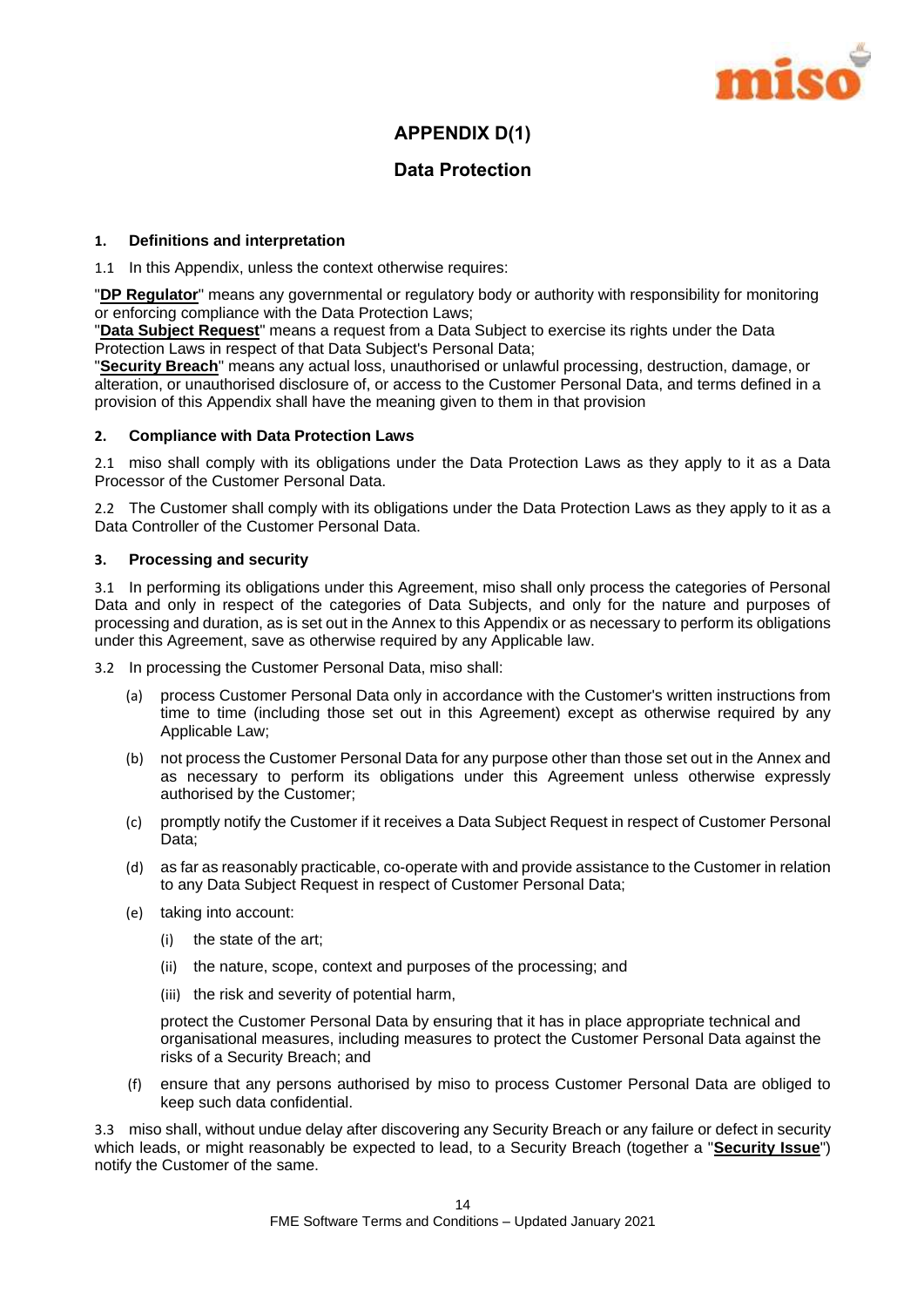# APPENDIX D(1)

## Data Protection

### 1. Definitions and interpretation

1.1 In this Appendix, unless the context otherwise requires:

"**DP Regulator**" means any governmental or regulatory body or authority with responsibility for monitoring or enforcing compliance with the Data Protection Laws;

"**Data Subject Request**" means a request from a Data Subject to exercise its rights under the Data Protection Laws in respect of that Data Subject's Personal Data;

"**Security Breach**" means any actual loss, unauthorised or unlawful processing, destruction, damage, or alteration, or unauthorised disclosure of, or access to the Customer Personal Data, and terms defined in a provision of this Appendix shall have the meaning given to them in that provision

### 2. Compliance with Data Protection Laws

2.1 miso shall comply with its obligations under the Data Protection Laws as they apply to it as a Data Processor of the Customer Personal Data.

2.2 The Customer shall comply with its obligations under the Data Protection Laws as they apply to it as a Data Controller of the Customer Personal Data.

### 3. Processing and security

3.1 In performing its obligations under this Agreement, miso shall only process the categories of Personal Data and only in respect of the categories of Data Subjects, and only for the nature and purposes of processing and duration, as is set out in the Annex to this Appendix or as necessary to perform its obligations under this Agreement, save as otherwise required by any Applicable law.

3.2 In processing the Customer Personal Data, miso shall:

(a) process Customer Personal Data only in accordance with the Customer's written instructions from time to time (including those set out in this Agreement) except as otherwise required by any Applicable Law;

(b) not process the Customer Personal Data for any purpose other than those set out in the Annex and as necessary to perform its obligations under this Agreement unless otherwise expressly authorised by the Customer;

(c) promptly notify the Customer if it receives a Data Subject Request in respect of Customer Personal Data;

(d) as far as reasonably practicable, co-operate with and provide assistance to the Customer in relation to any Data Subject Request in respect of Customer Personal Data;

(e) taking into account:

   (i) the state of the art;

   (ii) the nature, scope, context and purposes of the processing; and

   (iii) the risk and severity of potential harm,

   protect the Customer Personal Data by ensuring that it has in place appropriate technical and organisational measures, including measures to protect the Customer Personal Data against the risks of a Security Breach; and

(f) ensure that any persons authorised by miso to process Customer Personal Data are obliged to keep such data confidential.

3.3 miso shall, without undue delay after discovering any Security Breach or any failure or defect in security which leads, or might reasonably be expected to lead, to a Security Breach (together a "**Security Issue**") notify the Customer of the same.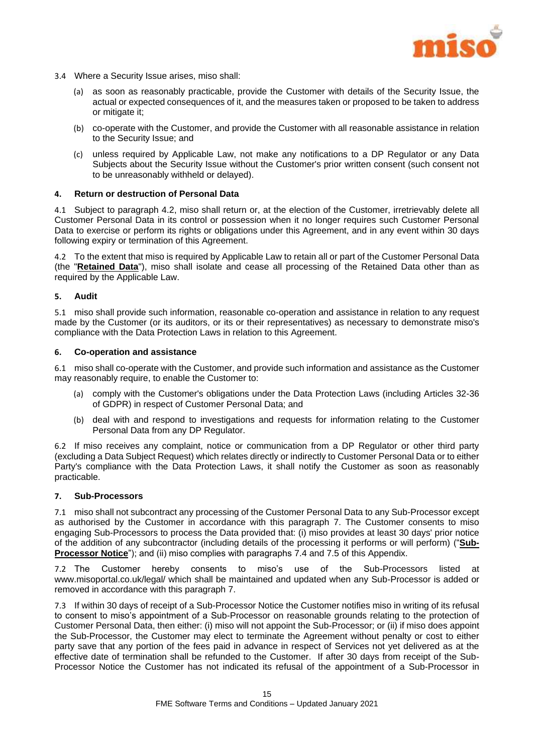3.4 Where a Security Issue arises, miso shall:

(a) as soon as reasonably practicable, provide the Customer with details of the Security Issue, the actual or expected consequences of it, and the measures taken or proposed to be taken to address or mitigate it;

(b) co-operate with the Customer, and provide the Customer with all reasonable assistance in relation to the Security Issue; and

(c) unless required by Applicable Law, not make any notifications to a DP Regulator or any Data Subjects about the Security Issue without the Customer's prior written consent (such consent not to be unreasonably withheld or delayed).

**4. Return or destruction of Personal Data**

4.1 Subject to paragraph 4.2, miso shall return or, at the election of the Customer, irretrievably delete all Customer Personal Data in its control or possession when it no longer requires such Customer Personal Data to exercise or perform its rights or obligations under this Agreement, and in any event within 30 days following expiry or termination of this Agreement.

4.2 To the extent that miso is required by Applicable Law to retain all or part of the Customer Personal Data (the "**Retained Data**"), miso shall isolate and cease all processing of the Retained Data other than as required by the Applicable Law.

**5. Audit**

5.1 miso shall provide such information, reasonable co-operation and assistance in relation to any request made by the Customer (or its auditors, or its or their representatives) as necessary to demonstrate miso's compliance with the Data Protection Laws in relation to this Agreement.

**6. Co-operation and assistance**

6.1 miso shall co-operate with the Customer, and provide such information and assistance as the Customer may reasonably require, to enable the Customer to:

(a) comply with the Customer's obligations under the Data Protection Laws (including Articles 32-36 of GDPR) in respect of Customer Personal Data; and

(b) deal with and respond to investigations and requests for information relating to the Customer Personal Data from any DP Regulator.

6.2 If miso receives any complaint, notice or communication from a DP Regulator or other third party (excluding a Data Subject Request) which relates directly or indirectly to Customer Personal Data or to either Party's compliance with the Data Protection Laws, it shall notify the Customer as soon as reasonably practicable.

**7. Sub-Processors**

7.1 miso shall not subcontract any processing of the Customer Personal Data to any Sub-Processor except as authorised by the Customer in accordance with this paragraph 7. The Customer consents to miso engaging Sub-Processors to process the Data provided that: (i) miso provides at least 30 days' prior notice of the addition of any subcontractor (including details of the processing it performs or will perform) ("**Sub-Processor Notice**"); and (ii) miso complies with paragraphs 7.4 and 7.5 of this Appendix.

7.2 The Customer hereby consents to miso's use of the Sub-Processors listed at www.misoportal.co.uk/legal/ which shall be maintained and updated when any Sub-Processor is added or removed in accordance with this paragraph 7.

7.3 If within 30 days of receipt of a Sub-Processor Notice the Customer notifies miso in writing of its refusal to consent to miso's appointment of a Sub-Processor on reasonable grounds relating to the protection of Customer Personal Data, then either: (i) miso will not appoint the Sub-Processor; or (ii) if miso does appoint the Sub-Processor, the Customer may elect to terminate the Agreement without penalty or cost to either party save that any portion of the fees paid in advance in respect of Services not yet delivered as at the effective date of termination shall be refunded to the Customer. If after 30 days from receipt of the Sub-Processor Notice the Customer has not indicated its refusal of the appointment of a Sub-Processor in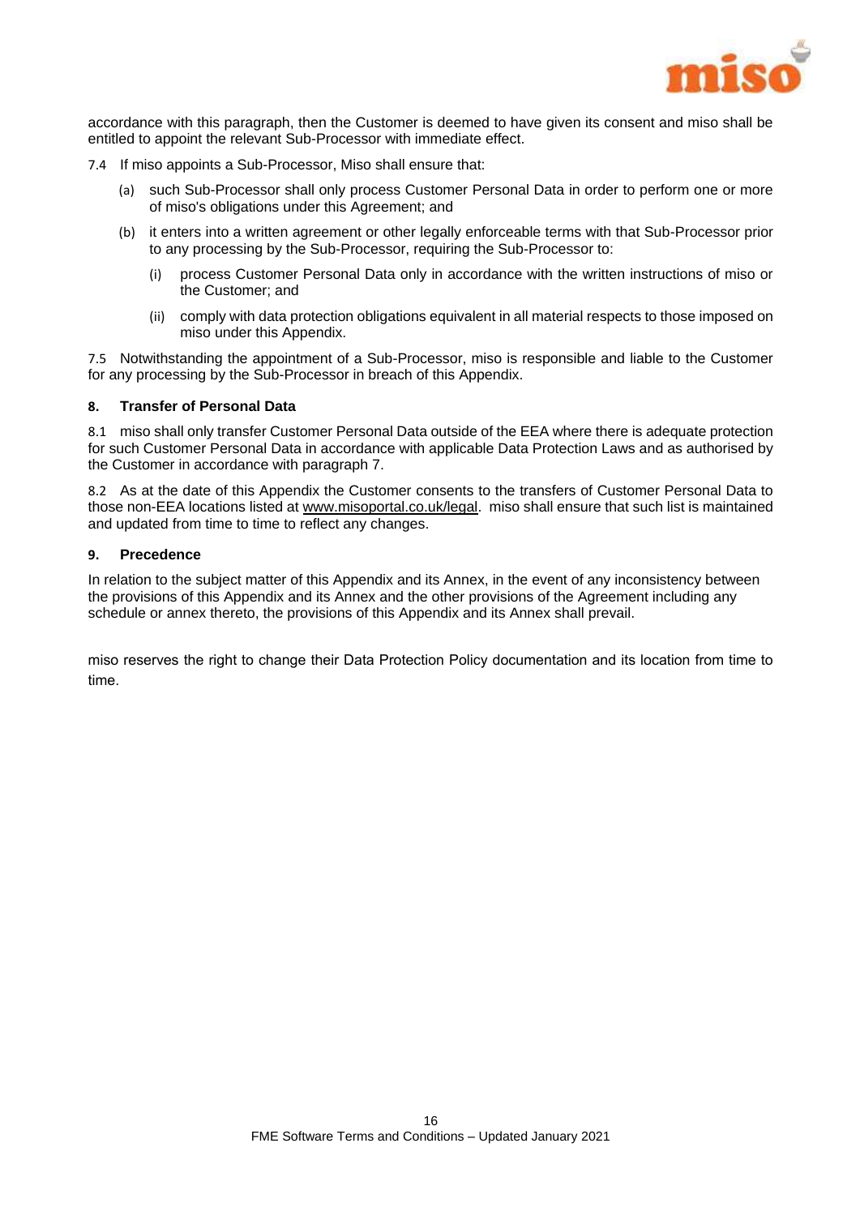accordance with this paragraph, then the Customer is deemed to have given its consent and miso shall be entitled to appoint the relevant Sub-Processor with immediate effect.

7.4 If miso appoints a Sub-Processor, Miso shall ensure that:

(a) such Sub-Processor shall only process Customer Personal Data in order to perform one or more of miso's obligations under this Agreement; and

(b) it enters into a written agreement or other legally enforceable terms with that Sub-Processor prior to any processing by the Sub-Processor, requiring the Sub-Processor to:

(i) process Customer Personal Data only in accordance with the written instructions of miso or the Customer; and

(ii) comply with data protection obligations equivalent in all material respects to those imposed on miso under this Appendix.

7.5 Notwithstanding the appointment of a Sub-Processor, miso is responsible and liable to the Customer for any processing by the Sub-Processor in breach of this Appendix.

**8. Transfer of Personal Data**

8.1 miso shall only transfer Customer Personal Data outside of the EEA where there is adequate protection for such Customer Personal Data in accordance with applicable Data Protection Laws and as authorised by the Customer in accordance with paragraph 7.

8.2 As at the date of this Appendix the Customer consents to the transfers of Customer Personal Data to those non-EEA locations listed at www.misoportal.co.uk/legal. miso shall ensure that such list is maintained and updated from time to time to reflect any changes.

**9. Precedence**

In relation to the subject matter of this Appendix and its Annex, in the event of any inconsistency between the provisions of this Appendix and its Annex and the other provisions of the Agreement including any schedule or annex thereto, the provisions of this Appendix and its Annex shall prevail.

miso reserves the right to change their Data Protection Policy documentation and its location from time to time.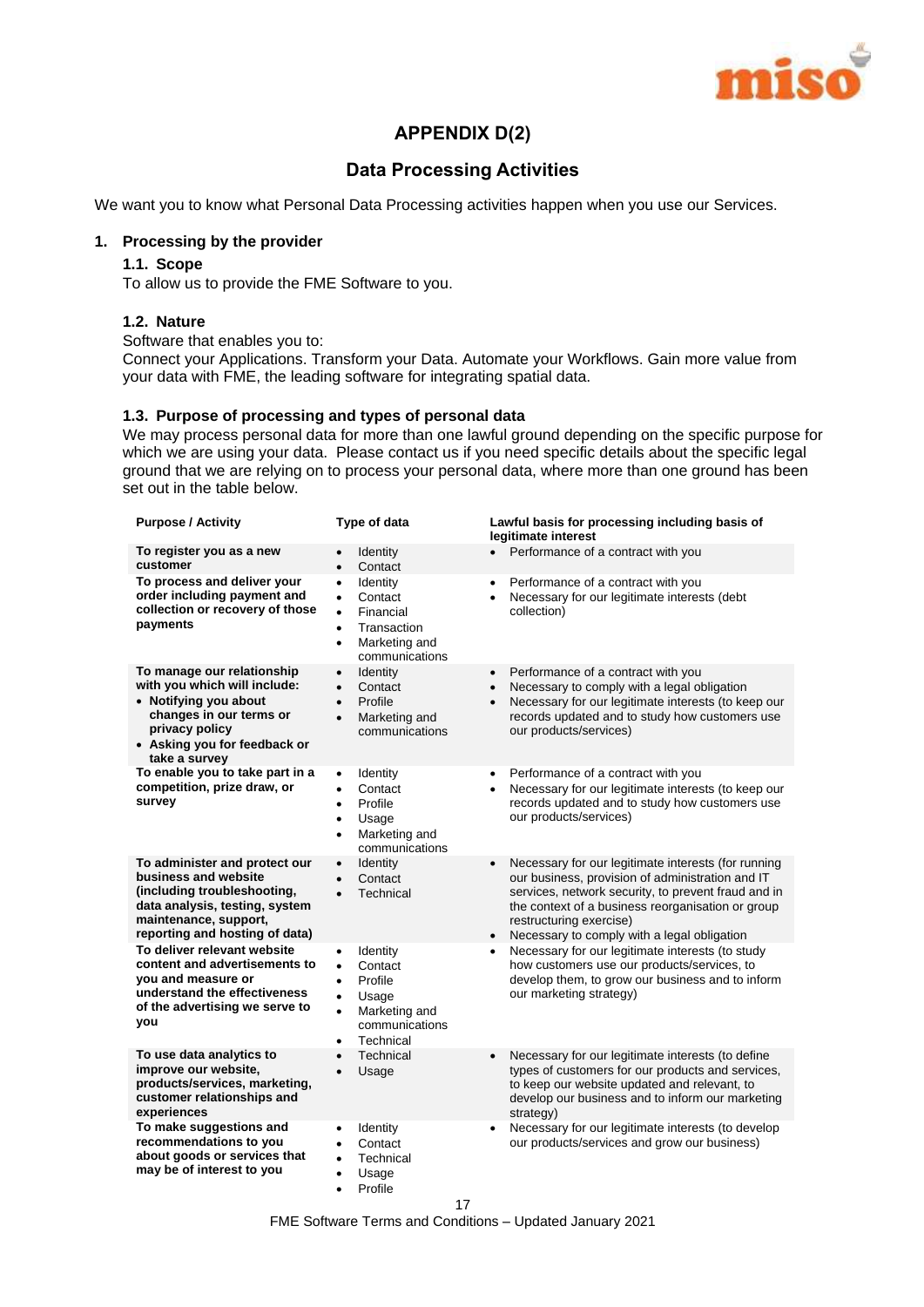# APPENDIX D(2)

## Data Processing Activities

We want you to know what Personal Data Processing activities happen when you use our Services.

### 1. Processing by the provider

#### 1.1. Scope

To allow us to provide the FME Software to you.

#### 1.2. Nature

Software that enables you to:
Connect your Applications. Transform your Data. Automate your Workflows. Gain more value from your data with FME, the leading software for integrating spatial data.

#### 1.3. Purpose of processing and types of personal data

We may process personal data for more than one lawful ground depending on the specific purpose for which we are using your data. Please contact us if you need specific details about the specific legal ground that we are relying on to process your personal data, where more than one ground has been set out in the table below.

| Purpose / Activity | Type of data | Lawful basis for processing including basis of legitimate interest |
|---|---|---|
| **To register you as a new customer** | • Identity<br>• Contact | • Performance of a contract with you |
| **To process and deliver your order including payment and collection or recovery of those payments** | • Identity<br>• Contact<br>• Financial<br>• Transaction<br>• Marketing and communications | • Performance of a contract with you<br>• Necessary for our legitimate interests (debt collection) |
| **To manage our relationship with you which will include:**<br>**• Notifying you about changes in our terms or privacy policy**<br>**• Asking you for feedback or take a survey** | • Identity<br>• Contact<br>• Profile<br>• Marketing and communications | • Performance of a contract with you<br>• Necessary to comply with a legal obligation<br>• Necessary for our legitimate interests (to keep our records updated and to study how customers use our products/services) |
| **To enable you to take part in a competition, prize draw, or survey** | • Identity<br>• Contact<br>• Profile<br>• Usage<br>• Marketing and communications | • Performance of a contract with you<br>• Necessary for our legitimate interests (to keep our records updated and to study how customers use our products/services) |
| **To administer and protect our business and website (including troubleshooting, data analysis, testing, system maintenance, support, reporting and hosting of data)** | • Identity<br>• Contact<br>• Technical | • Necessary for our legitimate interests (for running our business, provision of administration and IT services, network security, to prevent fraud and in the context of a business reorganisation or group restructuring exercise)<br>• Necessary to comply with a legal obligation |
| **To deliver relevant website content and advertisements to you and measure or understand the effectiveness of the advertising we serve to you** | • Identity<br>• Contact<br>• Profile<br>• Usage<br>• Marketing and communications<br>• Technical | • Necessary for our legitimate interests (to study how customers use our products/services, to develop them, to grow our business and to inform our marketing strategy) |
| **To use data analytics to improve our website, products/services, marketing, customer relationships and experiences** | • Technical<br>• Usage | • Necessary for our legitimate interests (to define types of customers for our products and services, to keep our website updated and relevant, to develop our business and to inform our marketing strategy) |
| **To make suggestions and recommendations to you about goods or services that may be of interest to you** | • Identity<br>• Contact<br>• Technical<br>• Usage<br>• Profile | • Necessary for our legitimate interests (to develop our products/services and grow our business) |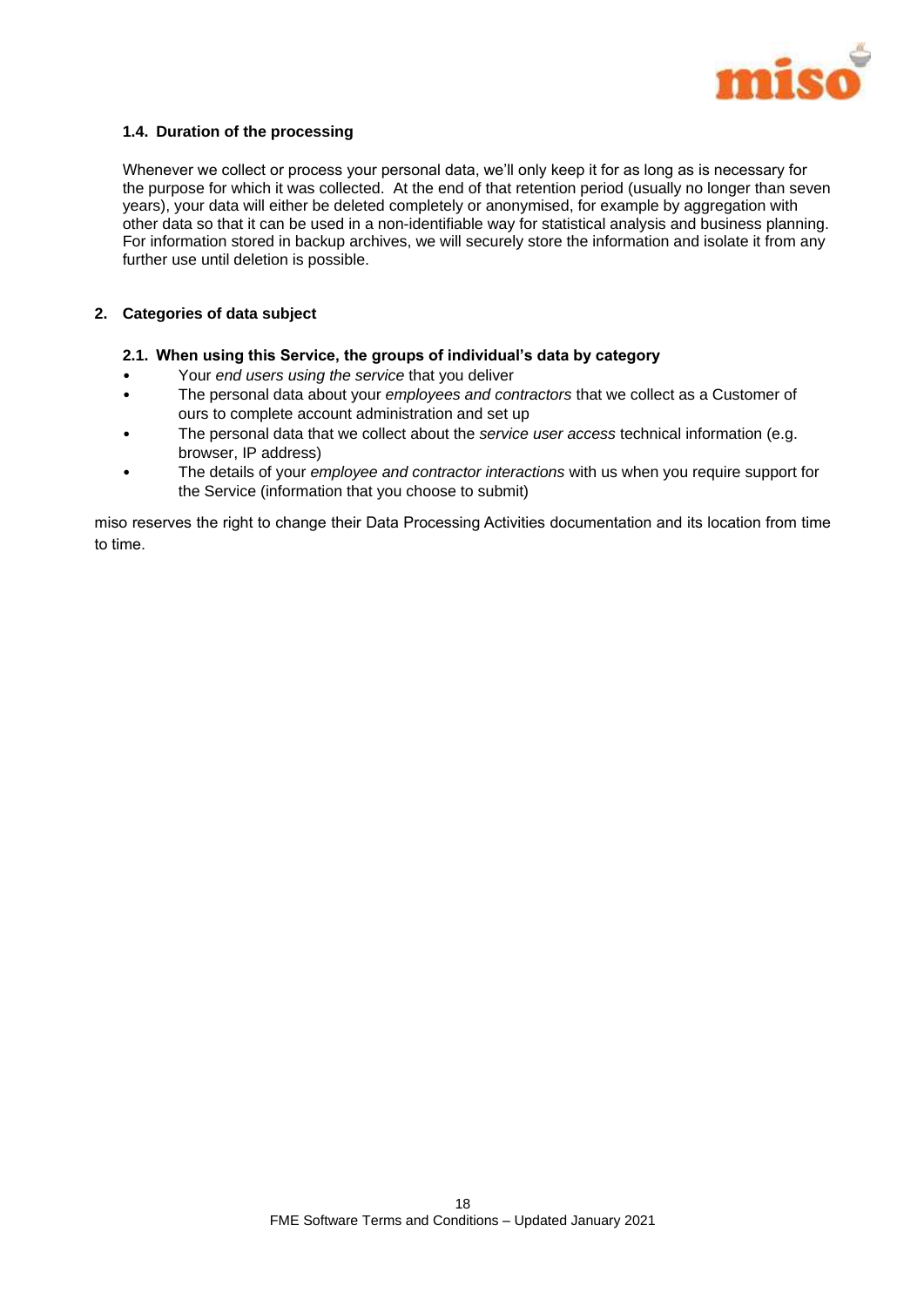### 1.4. Duration of the processing

Whenever we collect or process your personal data, we'll only keep it for as long as is necessary for the purpose for which it was collected. At the end of that retention period (usually no longer than seven years), your data will either be deleted completely or anonymised, for example by aggregation with other data so that it can be used in a non-identifiable way for statistical analysis and business planning. For information stored in backup archives, we will securely store the information and isolate it from any further use until deletion is possible.

## 2. Categories of data subject

### 2.1. When using this Service, the groups of individual's data by category

- Your *end users using the service* that you deliver
- The personal data about your *employees and contractors* that we collect as a Customer of ours to complete account administration and set up
- The personal data that we collect about the *service user access* technical information (e.g. browser, IP address)
- The details of your *employee and contractor interactions* with us when you require support for the Service (information that you choose to submit)

miso reserves the right to change their Data Processing Activities documentation and its location from time to time.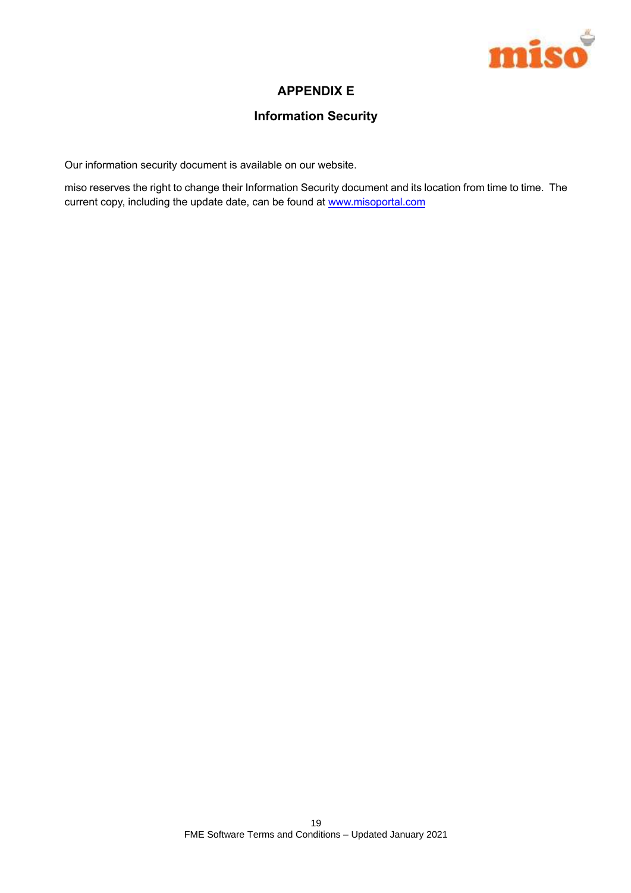# APPENDIX E

## Information Security

Our information security document is available on our website.

miso reserves the right to change their Information Security document and its location from time to time. The current copy, including the update date, can be found at [www.misoportal.com](http://www.misoportal.com)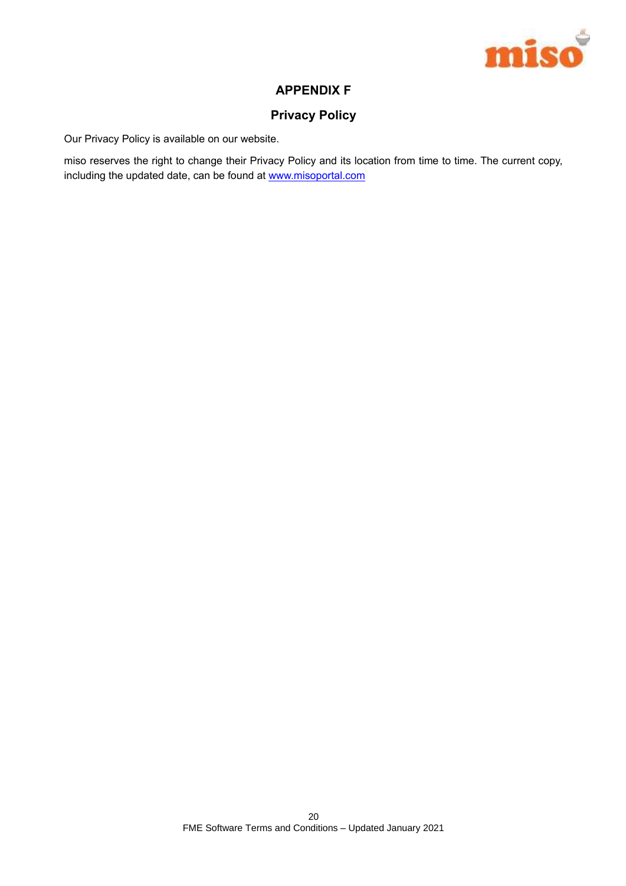## APPENDIX F

### Privacy Policy

Our Privacy Policy is available on our website.

miso reserves the right to change their Privacy Policy and its location from time to time. The current copy, including the updated date, can be found at [www.misoportal.com](http://www.misoportal.com)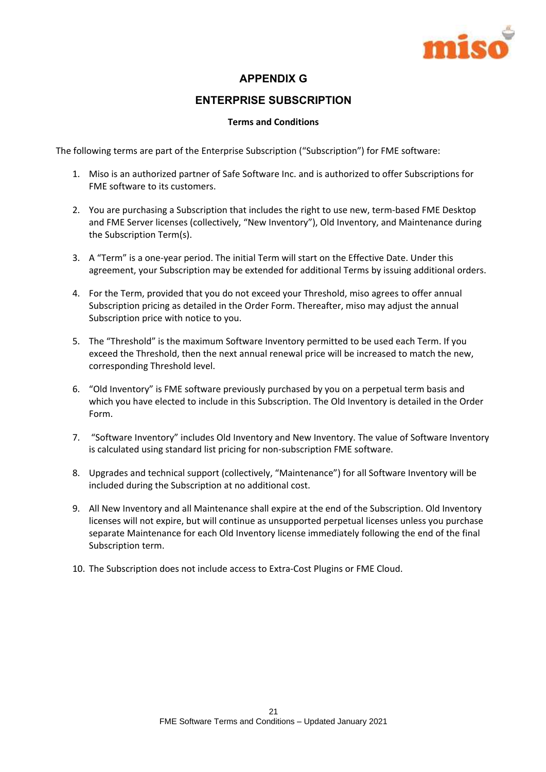# APPENDIX G

## ENTERPRISE SUBSCRIPTION

### Terms and Conditions

The following terms are part of the Enterprise Subscription ("Subscription") for FME software:

1. Miso is an authorized partner of Safe Software Inc. and is authorized to offer Subscriptions for FME software to its customers.

2. You are purchasing a Subscription that includes the right to use new, term-based FME Desktop and FME Server licenses (collectively, "New Inventory"), Old Inventory, and Maintenance during the Subscription Term(s).

3. A "Term" is a one-year period. The initial Term will start on the Effective Date. Under this agreement, your Subscription may be extended for additional Terms by issuing additional orders.

4. For the Term, provided that you do not exceed your Threshold, miso agrees to offer annual Subscription pricing as detailed in the Order Form. Thereafter, miso may adjust the annual Subscription price with notice to you.

5. The "Threshold" is the maximum Software Inventory permitted to be used each Term. If you exceed the Threshold, then the next annual renewal price will be increased to match the new, corresponding Threshold level.

6. "Old Inventory" is FME software previously purchased by you on a perpetual term basis and which you have elected to include in this Subscription. The Old Inventory is detailed in the Order Form.

7. "Software Inventory" includes Old Inventory and New Inventory. The value of Software Inventory is calculated using standard list pricing for non-subscription FME software.

8. Upgrades and technical support (collectively, "Maintenance") for all Software Inventory will be included during the Subscription at no additional cost.

9. All New Inventory and all Maintenance shall expire at the end of the Subscription. Old Inventory licenses will not expire, but will continue as unsupported perpetual licenses unless you purchase separate Maintenance for each Old Inventory license immediately following the end of the final Subscription term.

10. The Subscription does not include access to Extra-Cost Plugins or FME Cloud.